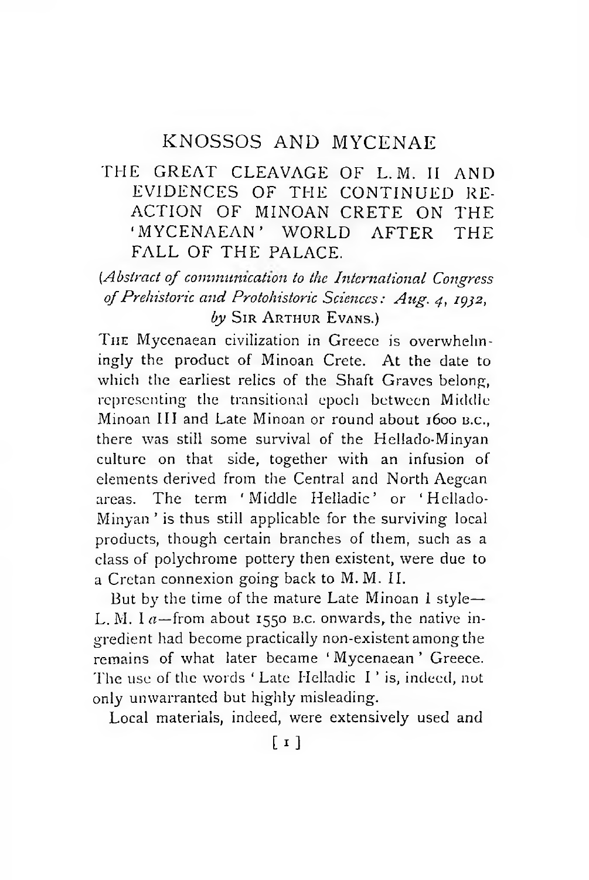# KNOSSOS AND MYCENAE

## THE GREAT CLEAVAGE OF L. M. II AND EVIDENCES OF THE CONTINUED RE-ACTION OF MINOAN CRETE ON THE 'MYCENAEAN' WORLD AFTER THE FALL OF THE PALACE.

(*Abstract of communication to the International Congress of Prehistoric and Protohistoric Sciences: Aug. 4, 1932, by* SIR ARTHUR EVANS.)

THE Mycenaean civilization in Greece is overwhelmingly the product of Minoan Crete. At the date to which the earliest relics of the Shaft Graves belong, representing the transitional epoch between Middle Minoan III and Late Minoan or round about 1600 B.C., there was still some survival of the Hellado-Minyan culture on that side, together with an infusion of elements derived from the Central and North Aegean areas. The term 'Middle Helladic' or 'Hellado-Minyan' is thus still applicable for the surviving local products, though certain branches of them, such as a class of polychrome pottery then existent, were due to a Cretan connexion going back to M. M. II.

But by the time of the mature Late Minoan I style—L. M. I *a*—from about 1550 B.C. onwards, the native ingredient had become practically non-existent among the remains of what later became 'Mycenaean' Greece. The use of the words 'Late Helladic I' is, indeed, not only unwarranted but highly misleading.

Local materials, indeed, were extensively used and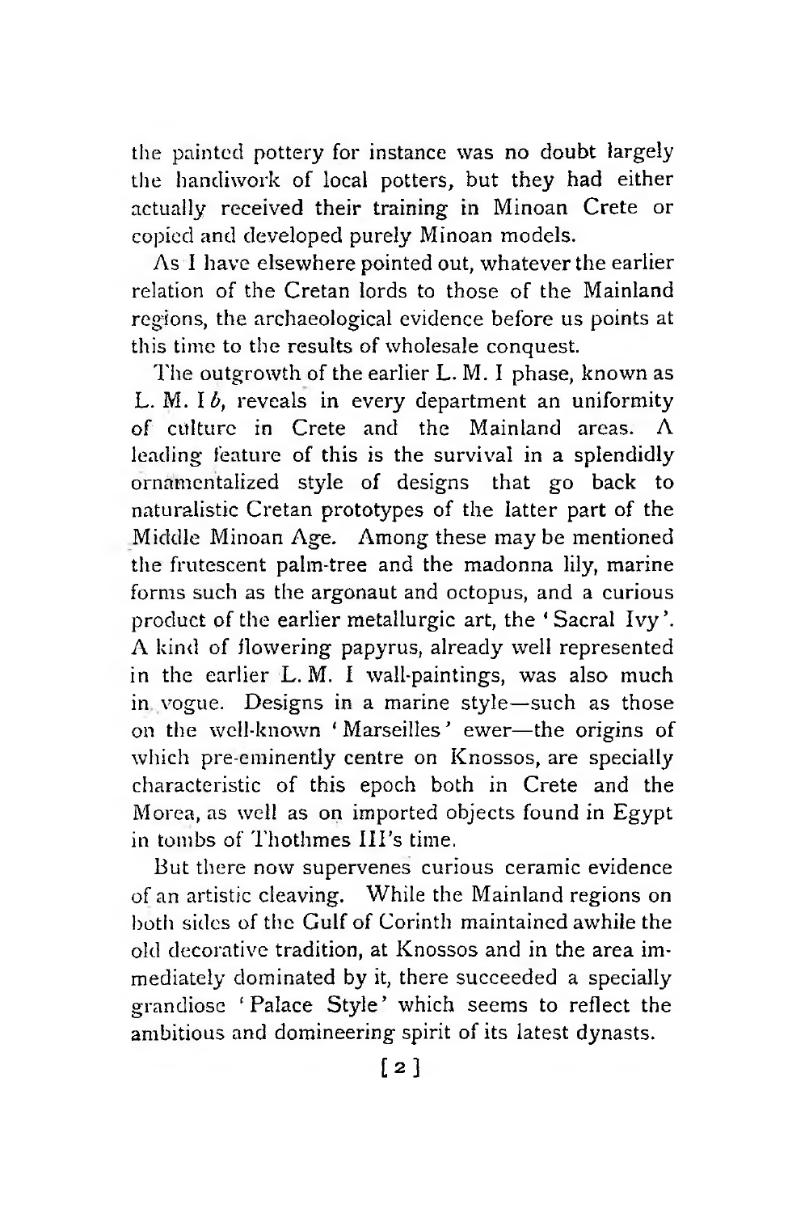the painted pottery for instance was no doubt largely the handiwork of local potters, but they had either actually received their training in Minoan Crete or copied and developed purely Minoan models.

As I have elsewhere pointed out, whatever the earlier relation of the Cretan lords to those of the Mainland regions, the archaeological evidence before us points at this time to the results of wholesale conquest.

The outgrowth of the earlier L. M. I phase, known as L. M. I *b*, reveals in every department an uniformity of culture in Crete and the Mainland areas. A leading feature of this is the survival in a splendidly ornamentalized style of designs that go back to naturalistic Cretan prototypes of the latter part of the Middle Minoan Age. Among these may be mentioned the frutescent palm-tree and the madonna lily, marine forms such as the argonaut and octopus, and a curious product of the earlier metallurgic art, the 'Sacral Ivy'. A kind of flowering papyrus, already well represented in the earlier L. M. I wall-paintings, was also much in vogue. Designs in a marine style—such as those on the well-known 'Marseilles' ewer—the origins of which pre-eminently centre on Knossos, are specially characteristic of this epoch both in Crete and the Morea, as well as on imported objects found in Egypt in tombs of Thothmes III's time.

But there now supervenes curious ceramic evidence of an artistic cleaving. While the Mainland regions on both sides of the Gulf of Corinth maintained awhile the old decorative tradition, at Knossos and in the area immediately dominated by it, there succeeded a specially grandiose 'Palace Style' which seems to reflect the ambitious and domineering spirit of its latest dynasts.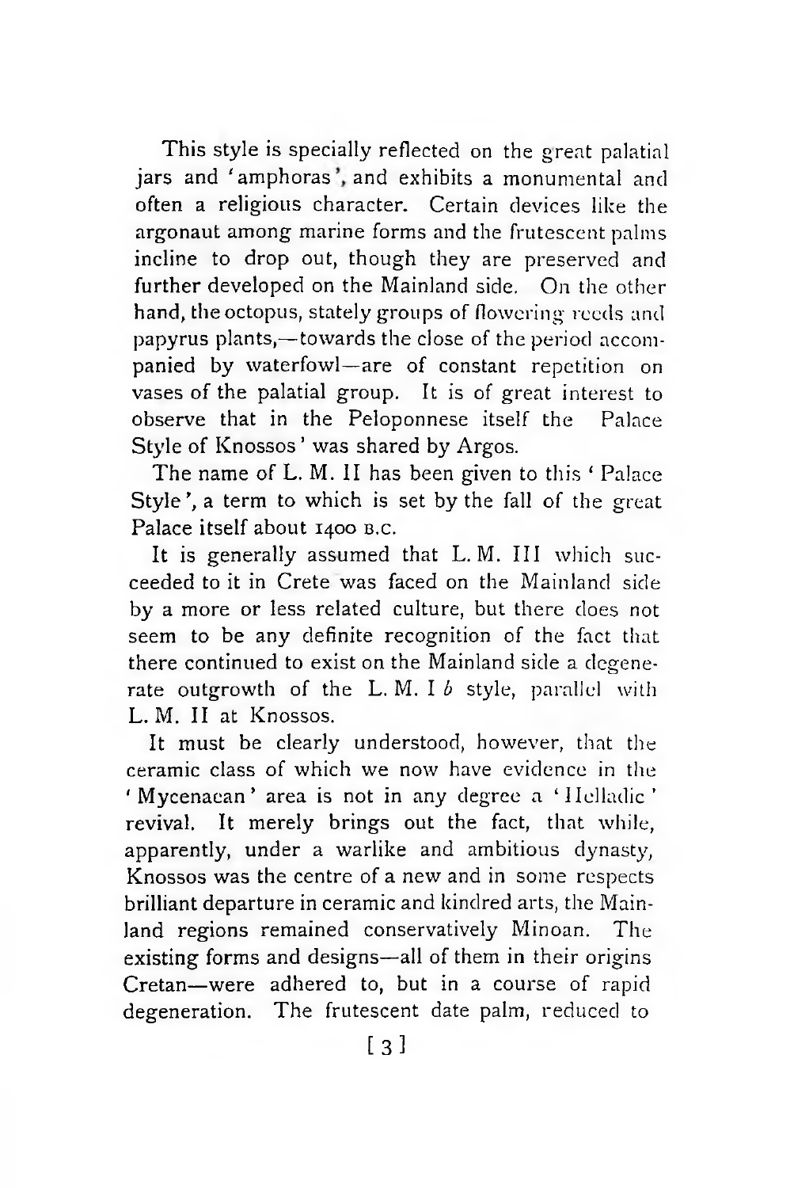This style is specially reflected on the great palatial jars and 'amphoras', and exhibits a monumental and often a religious character. Certain devices like the argonaut among marine forms and the frutescent palms incline to drop out, though they are preserved and further developed on the Mainland side. On the other hand, the octopus, stately groups of flowering reeds and papyrus plants,—towards the close of the period accompanied by waterfowl—are of constant repetition on vases of the palatial group. It is of great interest to observe that in the Peloponnese itself the Palace Style of Knossos' was shared by Argos.

The name of L. M. II has been given to this 'Palace Style', a term to which is set by the fall of the great Palace itself about 1400 B.C.

It is generally assumed that L. M. III which succeeded to it in Crete was faced on the Mainland side by a more or less related culture, but there does not seem to be any definite recognition of the fact that there continued to exist on the Mainland side a degenerate outgrowth of the L. M. I *b* style, parallel with L. M. II at Knossos.

It must be clearly understood, however, that the ceramic class of which we now have evidence in the 'Mycenaean' area is not in any degree a 'Helladic' revival. It merely brings out the fact, that while, apparently, under a warlike and ambitious dynasty, Knossos was the centre of a new and in some respects brilliant departure in ceramic and kindred arts, the Mainland regions remained conservatively Minoan. The existing forms and designs—all of them in their origins Cretan—were adhered to, but in a course of rapid degeneration. The frutescent date palm, reduced to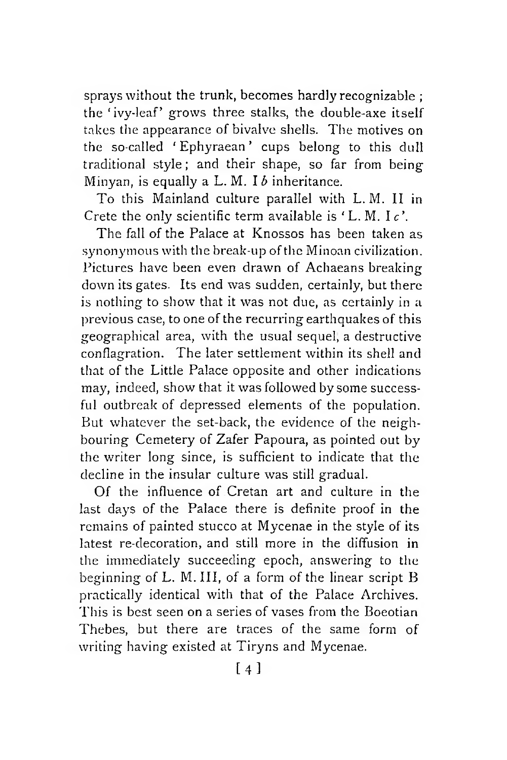sprays without the trunk, becomes hardly recognizable; the 'ivy-leaf' grows three stalks, the double-axe itself takes the appearance of bivalve shells. The motives on the so-called 'Ephyraean' cups belong to this dull traditional style; and their shape, so far from being Minyan, is equally a L. M. I *b* inheritance.

To this Mainland culture parallel with L. M. II in Crete the only scientific term available is 'L. M. I *c*'.

The fall of the Palace at Knossos has been taken as synonymous with the break-up of the Minoan civilization. Pictures have been even drawn of Achaeans breaking down its gates. Its end was sudden, certainly, but there is nothing to show that it was not due, as certainly in a previous case, to one of the recurring earthquakes of this geographical area, with the usual sequel, a destructive conflagration. The later settlement within its shell and that of the Little Palace opposite and other indications may, indeed, show that it was followed by some successful outbreak of depressed elements of the population. But whatever the set-back, the evidence of the neighbouring Cemetery of Zafer Papoura, as pointed out by the writer long since, is sufficient to indicate that the decline in the insular culture was still gradual.

Of the influence of Cretan art and culture in the last days of the Palace there is definite proof in the remains of painted stucco at Mycenae in the style of its latest re-decoration, and still more in the diffusion in the immediately succeeding epoch, answering to the beginning of L. M. III, of a form of the linear script B practically identical with that of the Palace Archives. This is best seen on a series of vases from the Boeotian Thebes, but there are traces of the same form of writing having existed at Tiryns and Mycenae.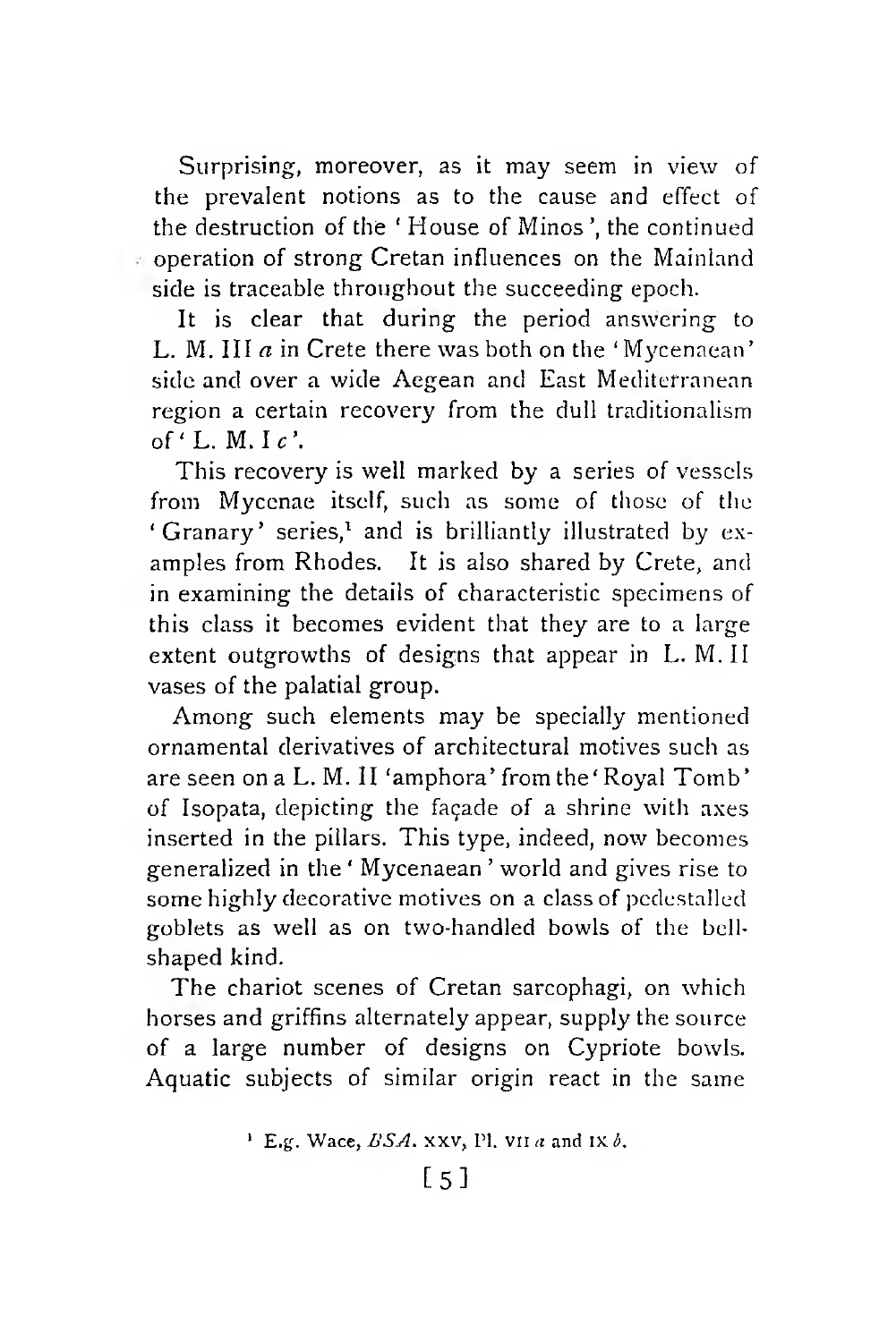Surprising, moreover, as it may seem in view of the prevalent notions as to the cause and effect of the destruction of the 'House of Minos', the continued operation of strong Cretan influences on the Mainland side is traceable throughout the succeeding epoch.

It is clear that during the period answering to L. M. III *a* in Crete there was both on the 'Mycenaean' side and over a wide Aegean and East Mediterranean region a certain recovery from the dull traditionalism of 'L. M. I *c*'.

This recovery is well marked by a series of vessels from Mycenae itself, such as some of those of the 'Granary' series,[1] and is brilliantly illustrated by examples from Rhodes. It is also shared by Crete, and in examining the details of characteristic specimens of this class it becomes evident that they are to a large extent outgrowths of designs that appear in L. M. II vases of the palatial group.

Among such elements may be specially mentioned ornamental derivatives of architectural motives such as are seen on a L. M. II 'amphora' from the 'Royal Tomb' of Isopata, depicting the façade of a shrine with axes inserted in the pillars. This type, indeed, now becomes generalized in the 'Mycenaean' world and gives rise to some highly decorative motives on a class of pedestalled goblets as well as on two-handled bowls of the bell-shaped kind.

The chariot scenes of Cretan sarcophagi, on which horses and griffins alternately appear, supply the source of a large number of designs on Cypriote bowls. Aquatic subjects of similar origin react in the same

[1] E.g. Wace, *BSA.* xxv, Pl. vii *a* and ix *b*.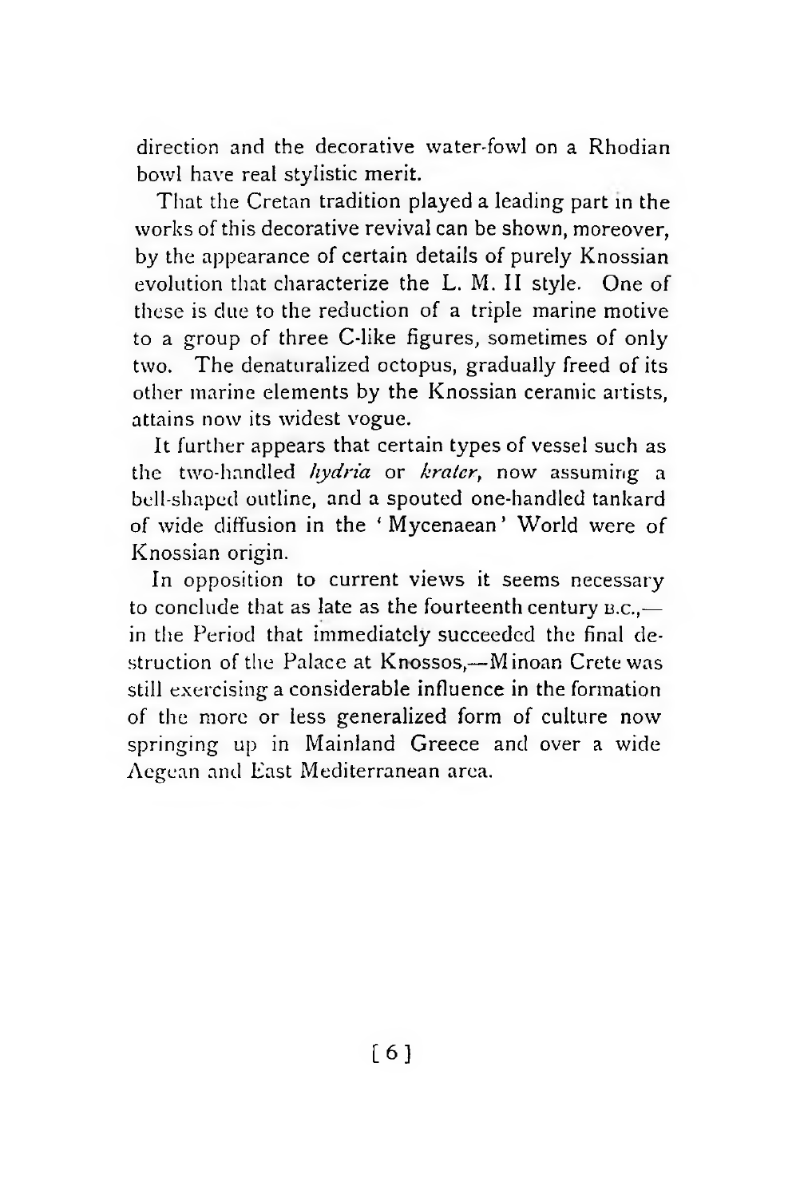direction and the decorative water-fowl on a Rhodian bowl have real stylistic merit.

That the Cretan tradition played a leading part in the works of this decorative revival can be shown, moreover, by the appearance of certain details of purely Knossian evolution that characterize the L. M. II style. One of these is due to the reduction of a triple marine motive to a group of three C-like figures, sometimes of only two. The denaturalized octopus, gradually freed of its other marine elements by the Knossian ceramic artists, attains now its widest vogue.

It further appears that certain types of vessel such as the two-handled *hydria* or *krater*, now assuming a bell-shaped outline, and a spouted one-handled tankard of wide diffusion in the 'Mycenaean' World were of Knossian origin.

In opposition to current views it seems necessary to conclude that as late as the fourteenth century B.C.,—in the Period that immediately succeeded the final destruction of the Palace at Knossos,—Minoan Crete was still exercising a considerable influence in the formation of the more or less generalized form of culture now springing up in Mainland Greece and over a wide Aegean and East Mediterranean area.